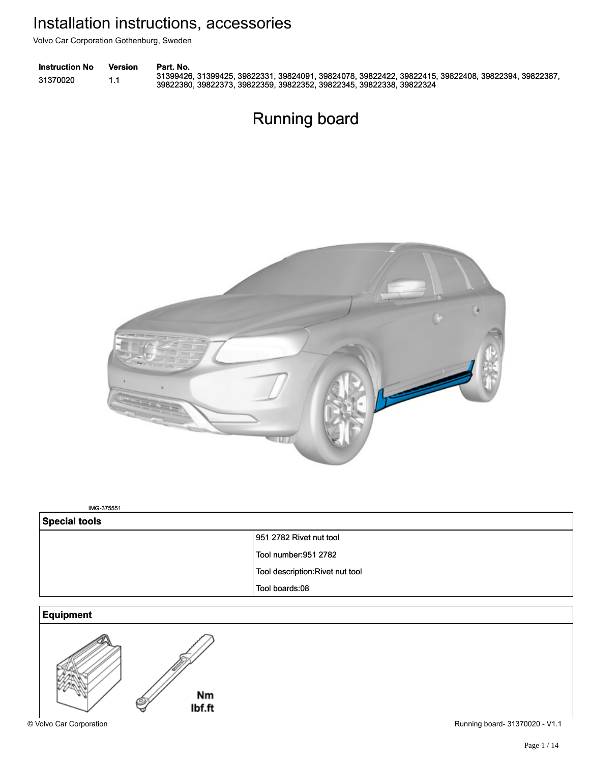# Installation instructions, accessories

Volvo Car Corporation Gothenburg, Sweden

| Instruction No | Version | Part. No. |
|---|---|---|
| 31370020 | 1.1 | 31399426, 31399425, 39822331, 39824091, 39824078, 39822422, 39822415, 39822408, 39822394, 39822387, 39822380, 39822373, 39822359, 39822352, 39822345, 39822338, 39822324 |

## Running board

IMG-375551

| Special tools | |
|---|---|
| | 951 2782 Rivet nut tool |
| | Tool number:951 2782 |
| | Tool description:Rivet nut tool |
| | Tool boards:08 |

| Equipment |
|---|
| Nm lbf.ft |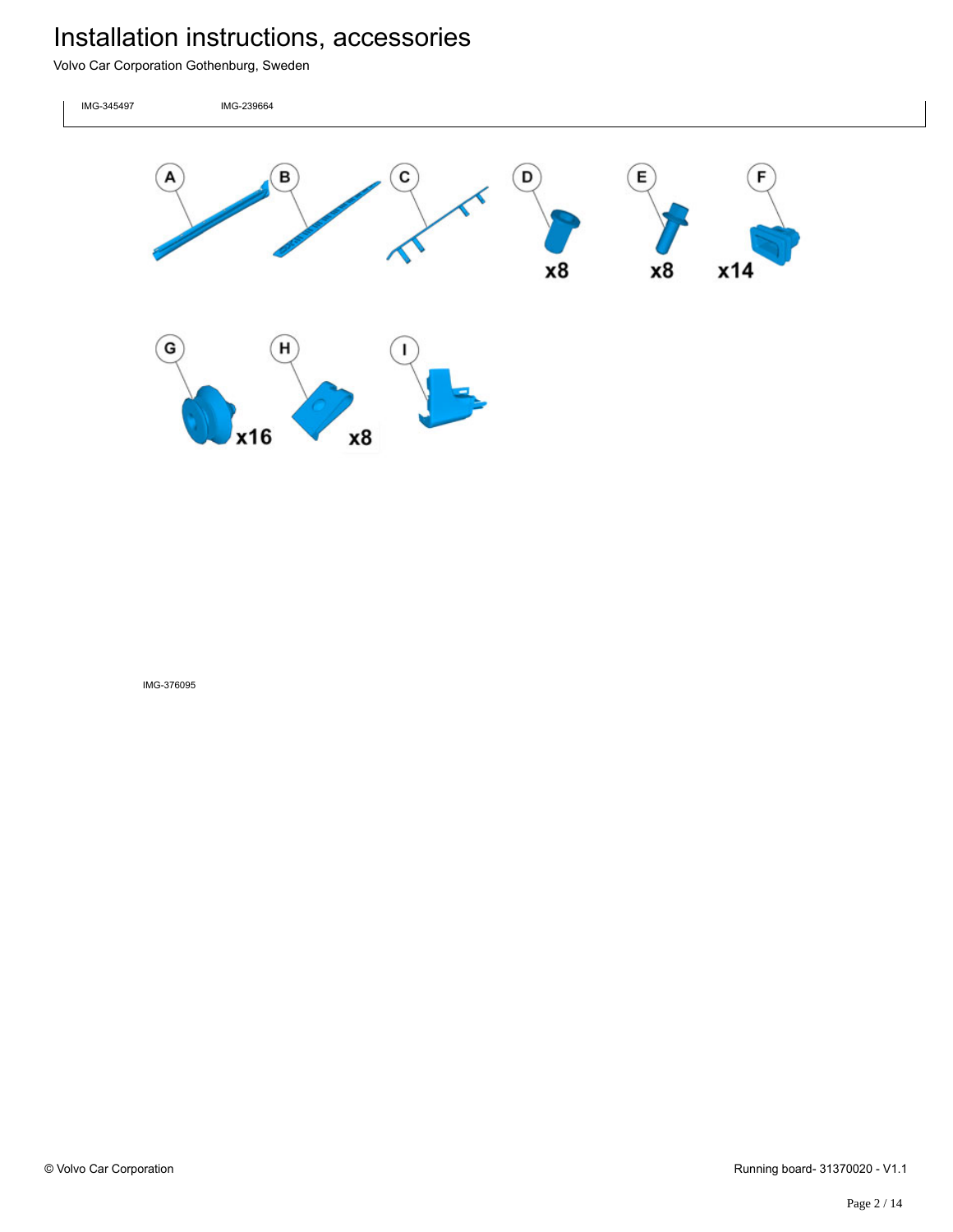IMG-345497 IMG-239664

IMG-376095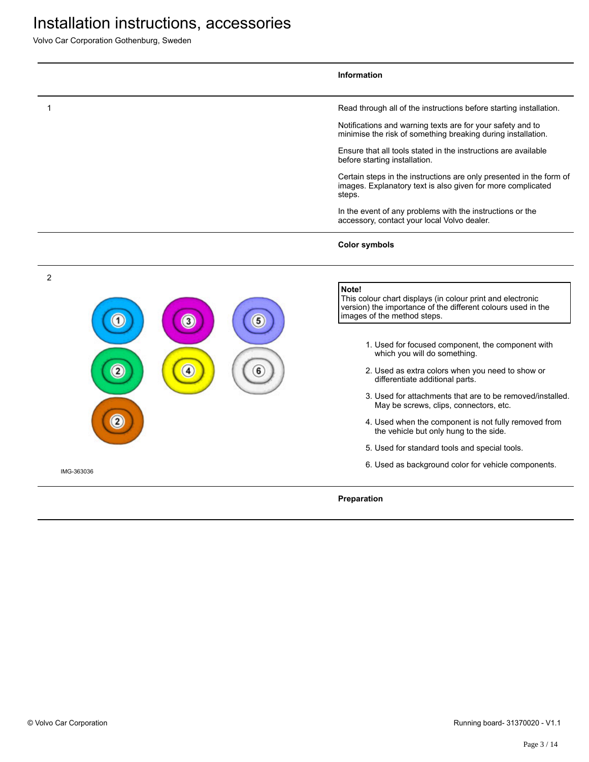# Installation instructions, accessories

Volvo Car Corporation Gothenburg, Sweden

## Information

1

Read through all of the instructions before starting installation.

Notifications and warning texts are for your safety and to minimise the risk of something breaking during installation.

Ensure that all tools stated in the instructions are available before starting installation.

Certain steps in the instructions are only presented in the form of images. Explanatory text is also given for more complicated steps.

In the event of any problems with the instructions or the accessory, contact your local Volvo dealer.

## Color symbols

2

IMG-363036

**Note!**
This colour chart displays (in colour print and electronic version) the importance of the different colours used in the images of the method steps.

1. Used for focused component, the component with which you will do something.
2. Used as extra colors when you need to show or differentiate additional parts.
3. Used for attachments that are to be removed/installed. May be screws, clips, connectors, etc.
4. Used when the component is not fully removed from the vehicle but only hung to the side.
5. Used for standard tools and special tools.
6. Used as background color for vehicle components.

## Preparation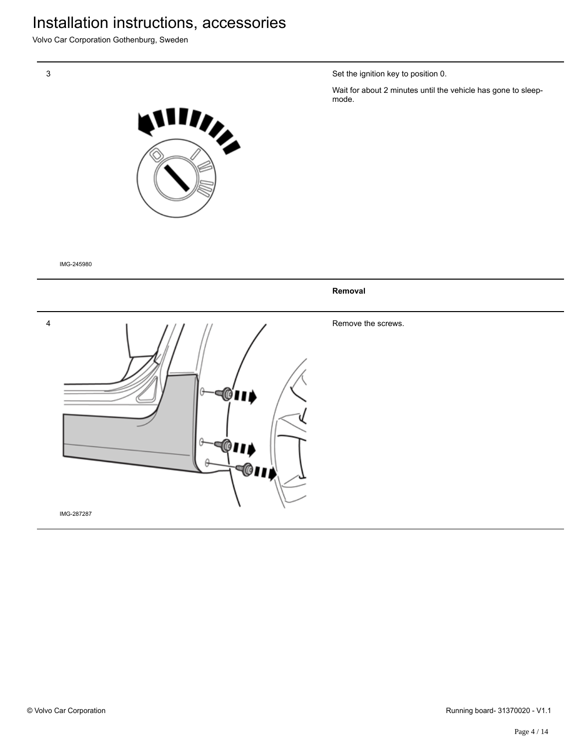# Installation instructions, accessories

Volvo Car Corporation Gothenburg, Sweden

3

IMG-245980

Set the ignition key to position 0.

Wait for about 2 minutes until the vehicle has gone to sleep-mode.

**Removal**

4

IMG-287287

Remove the screws.

© Volvo Car Corporation

Running board- 31370020 - V1.1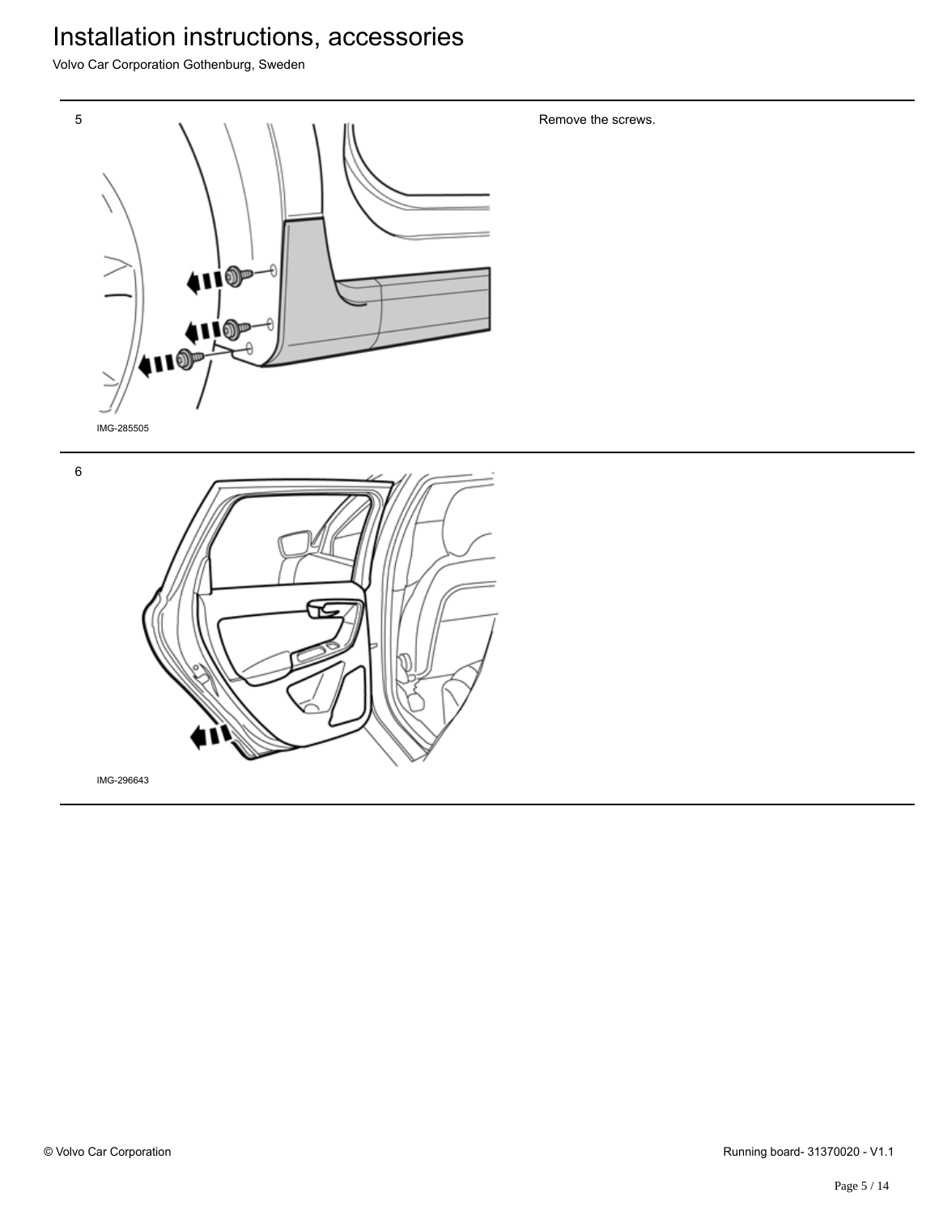5

IMG-285505

Remove the screws.

6

IMG-296643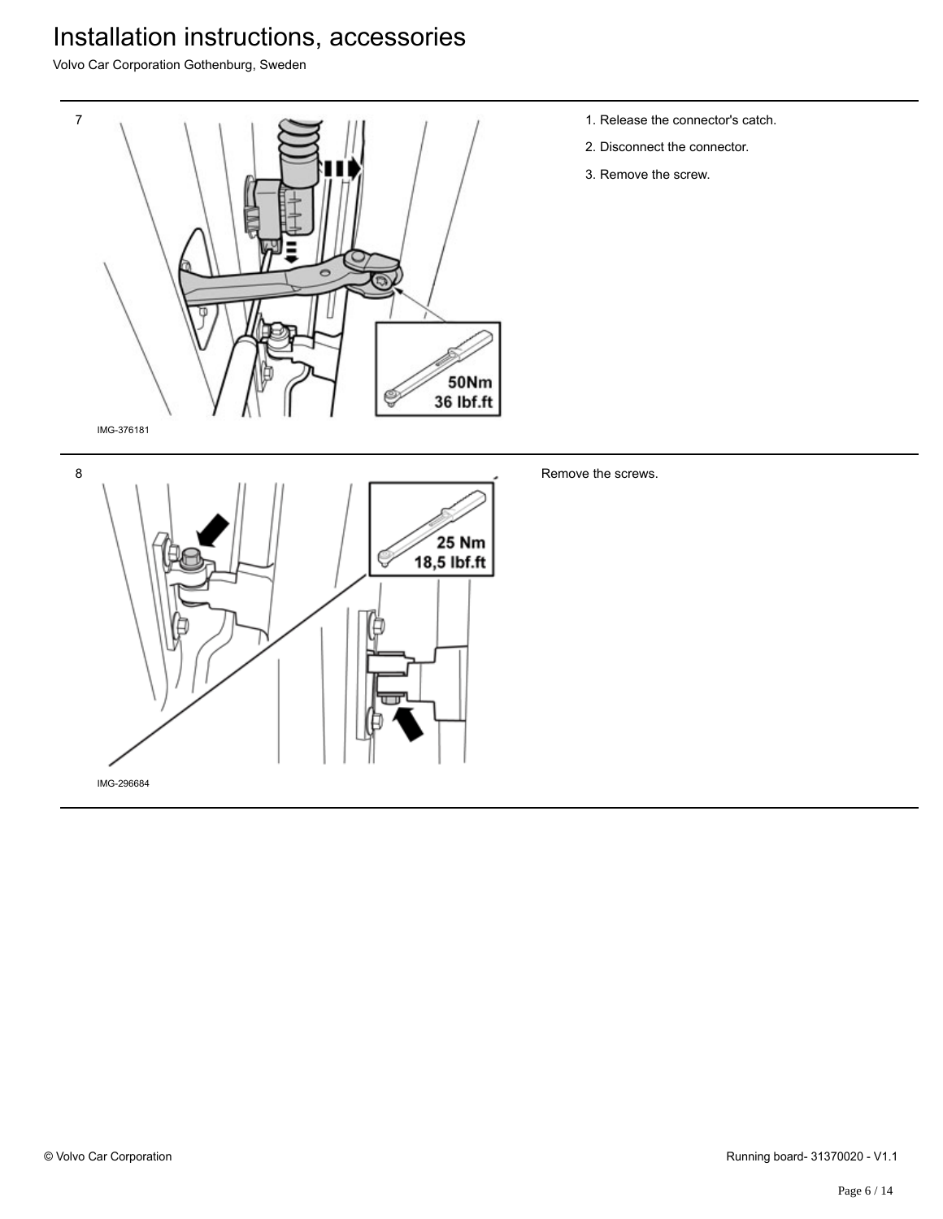7

IMG-376181

50Nm
36 lbf.ft

1. Release the connector's catch.
2. Disconnect the connector.
3. Remove the screw.

8

IMG-296684

25 Nm
18,5 lbf.ft

Remove the screws.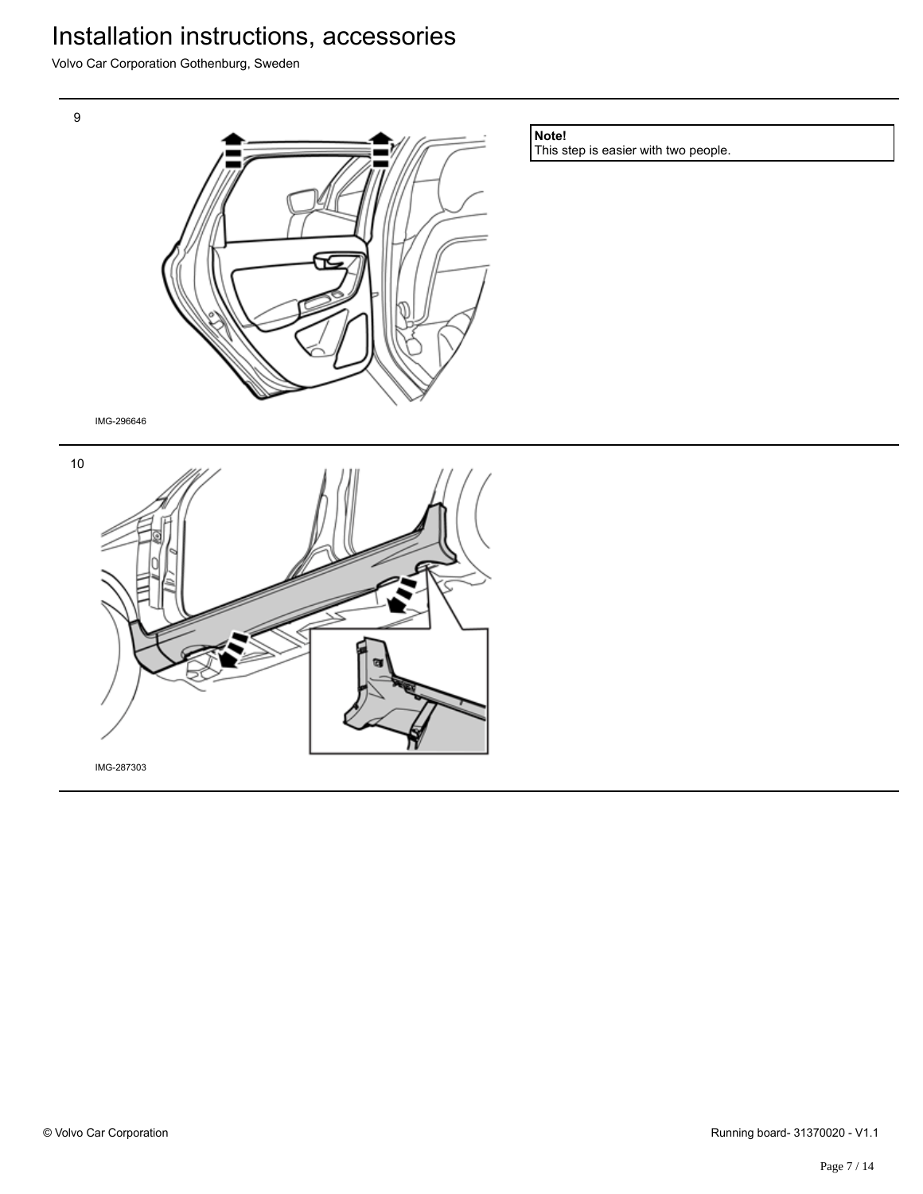9

IMG-296646

**Note!**
This step is easier with two people.

10

IMG-287303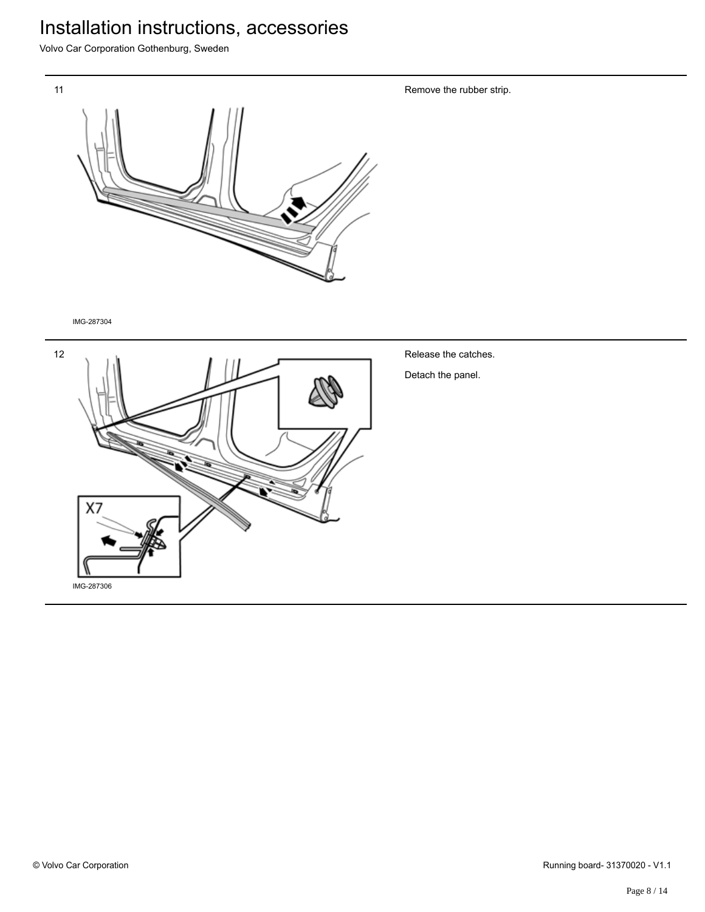11

Remove the rubber strip.

IMG-287304

12

Release the catches.

Detach the panel.

X7

IMG-287306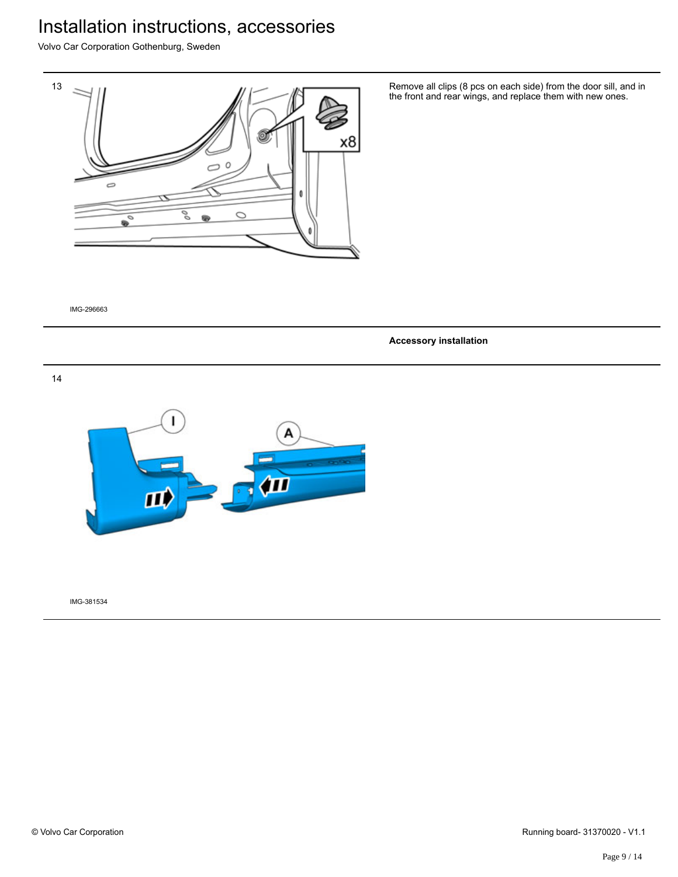# Installation instructions, accessories

Volvo Car Corporation Gothenburg, Sweden

13

IMG-296663

Remove all clips (8 pcs on each side) from the door sill, and in the front and rear wings, and replace them with new ones.

**Accessory installation**

14

IMG-381534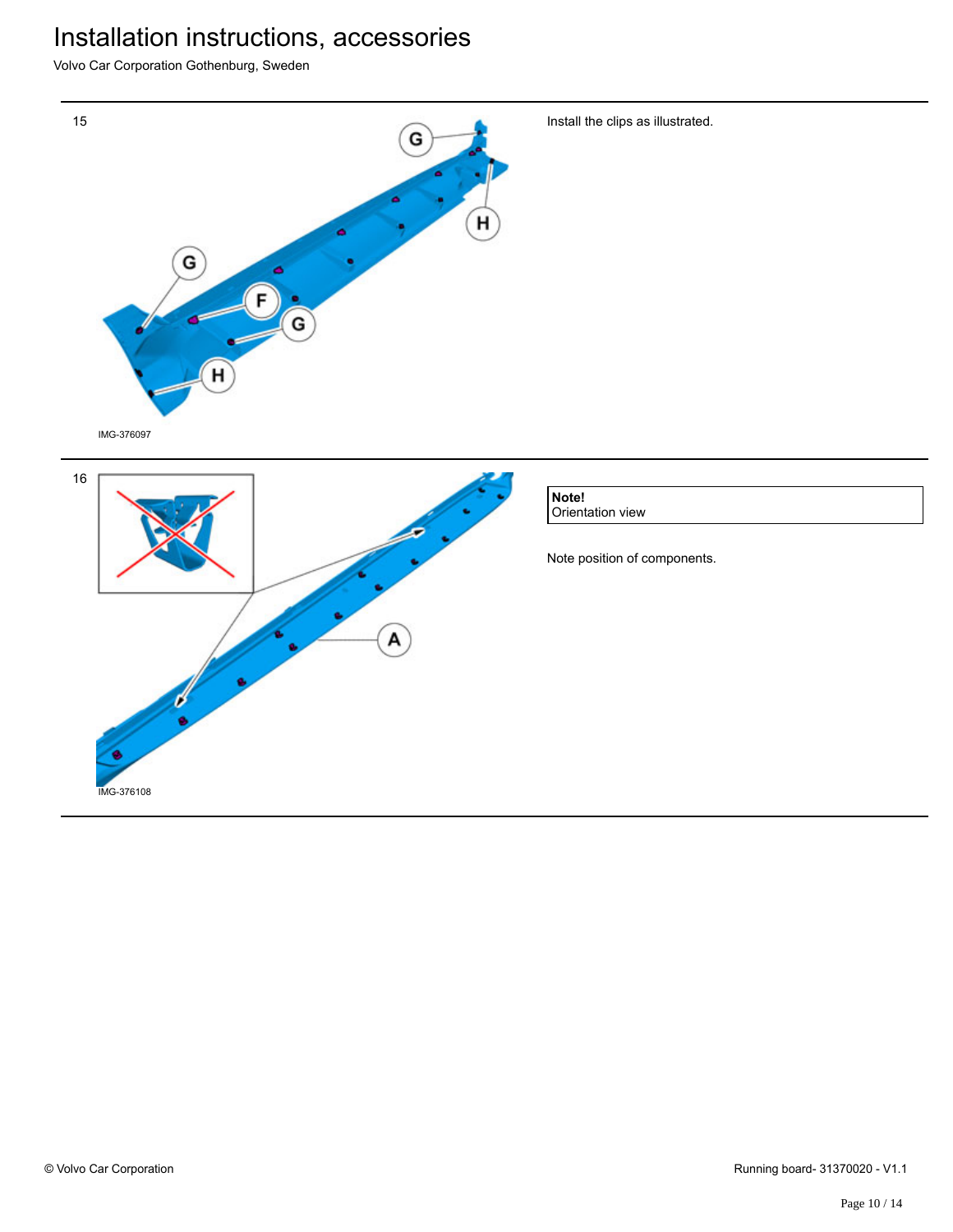15

IMG-376097

Install the clips as illustrated.

16

IMG-376108

**Note!**
Orientation view

Note position of components.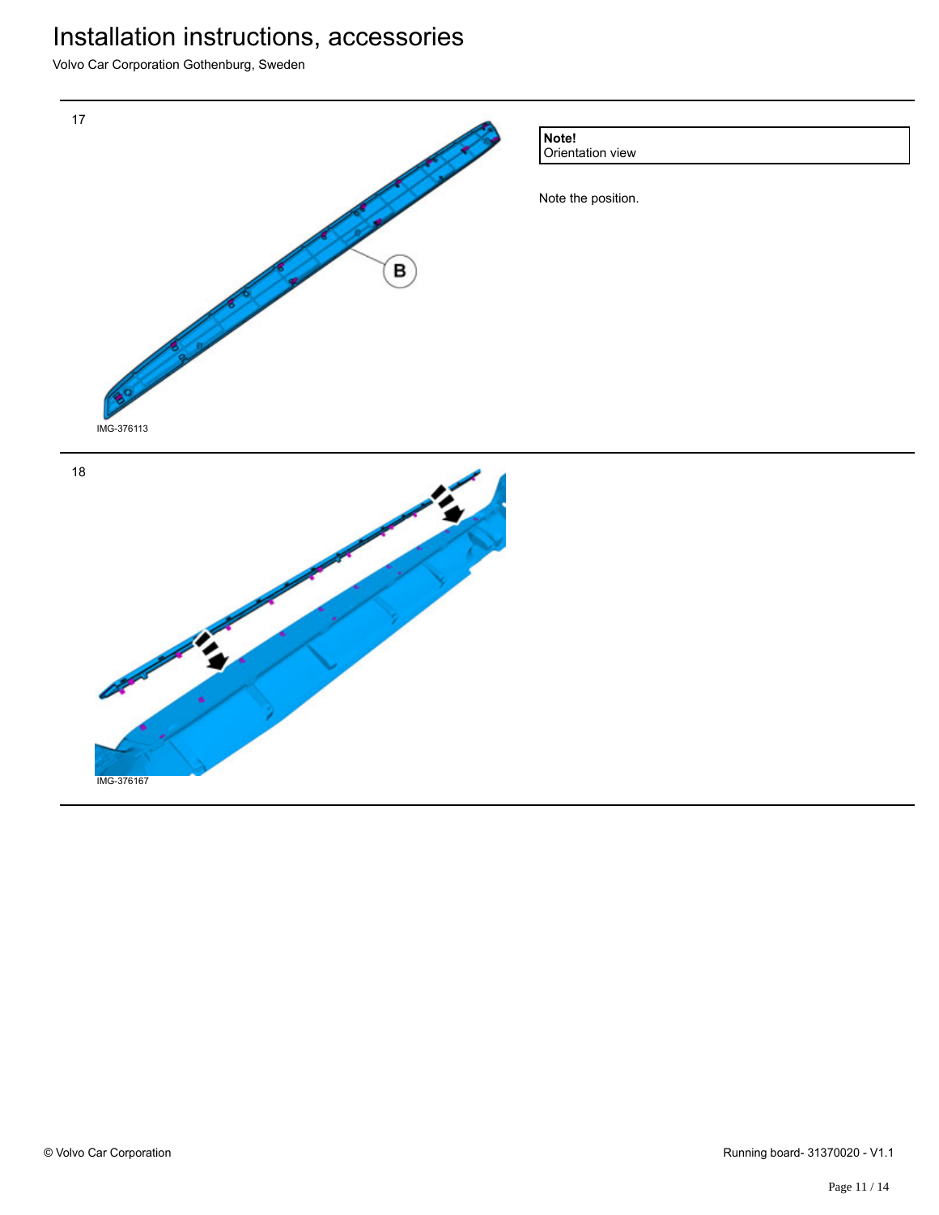17

B

IMG-376113

**Note!**
Orientation view

Note the position.

18

IMG-376167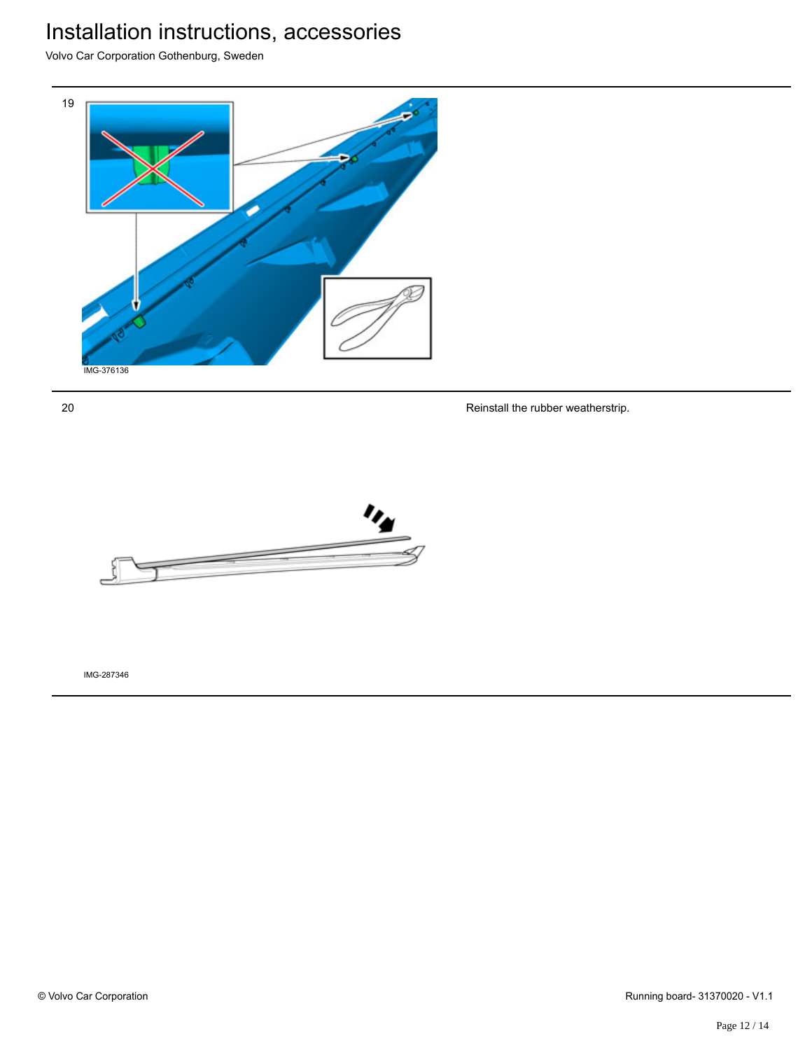19

IMG-376136

20

Reinstall the rubber weatherstrip.

IMG-287346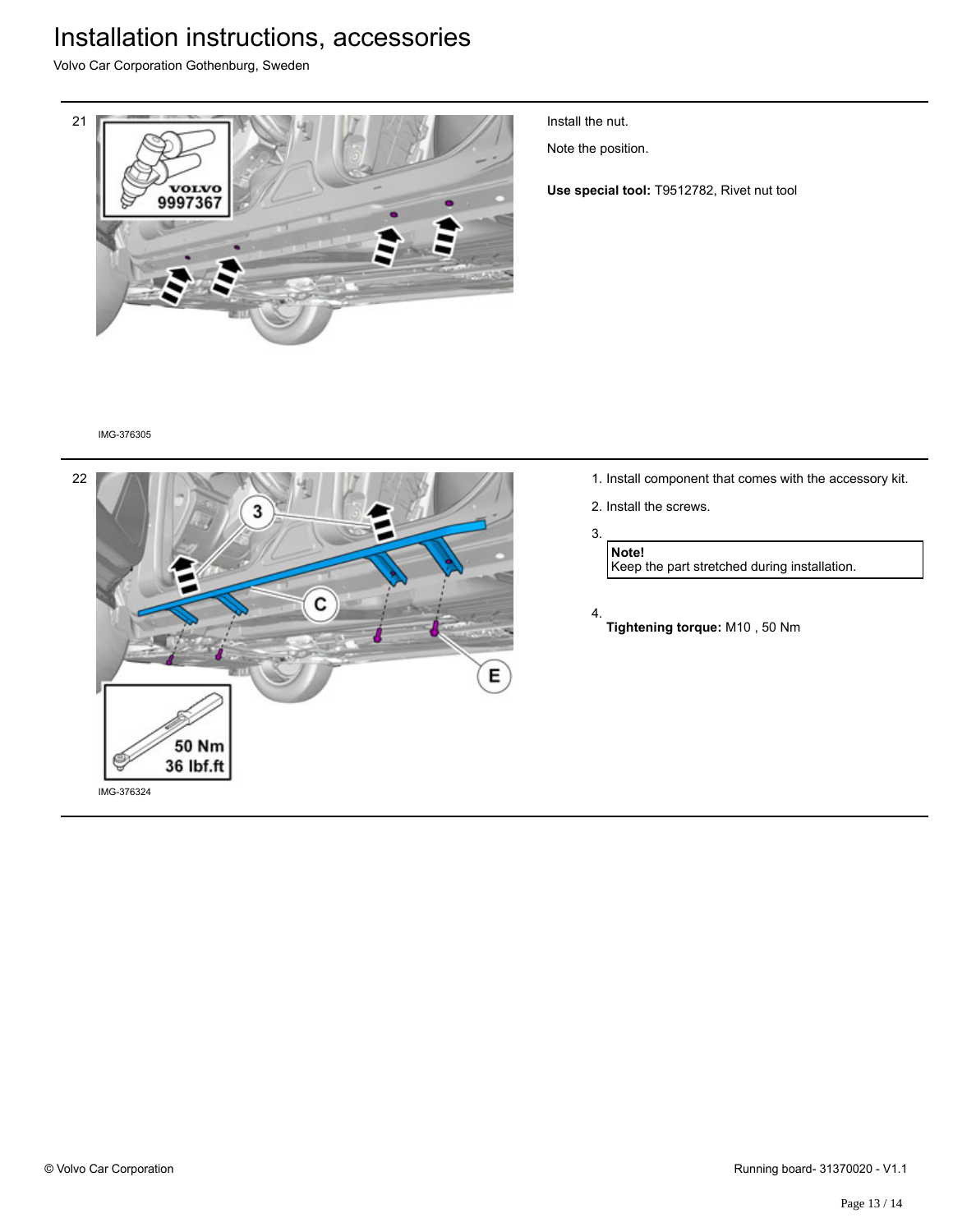21

IMG-376305

Install the nut.

Note the position.

**Use special tool:** T9512782, Rivet nut tool

22

IMG-376324

1. Install component that comes with the accessory kit.
2. Install the screws.
3. **Note!** Keep the part stretched during installation.
4. **Tightening torque:** M10 , 50 Nm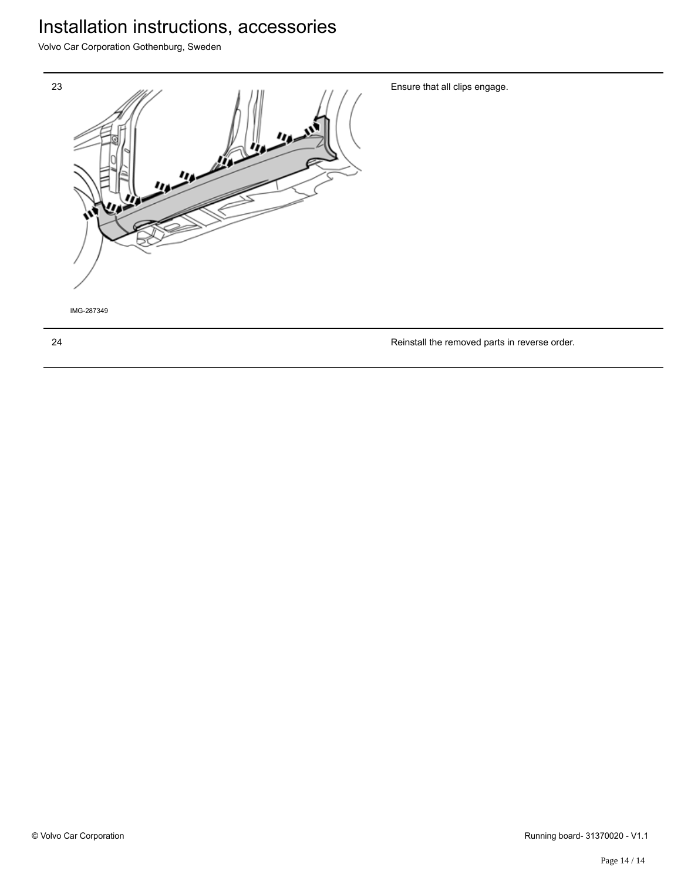| | | |
|---|---|---|
| 23 | IMG-287349 | Ensure that all clips engage. |
| 24 | | Reinstall the removed parts in reverse order. |